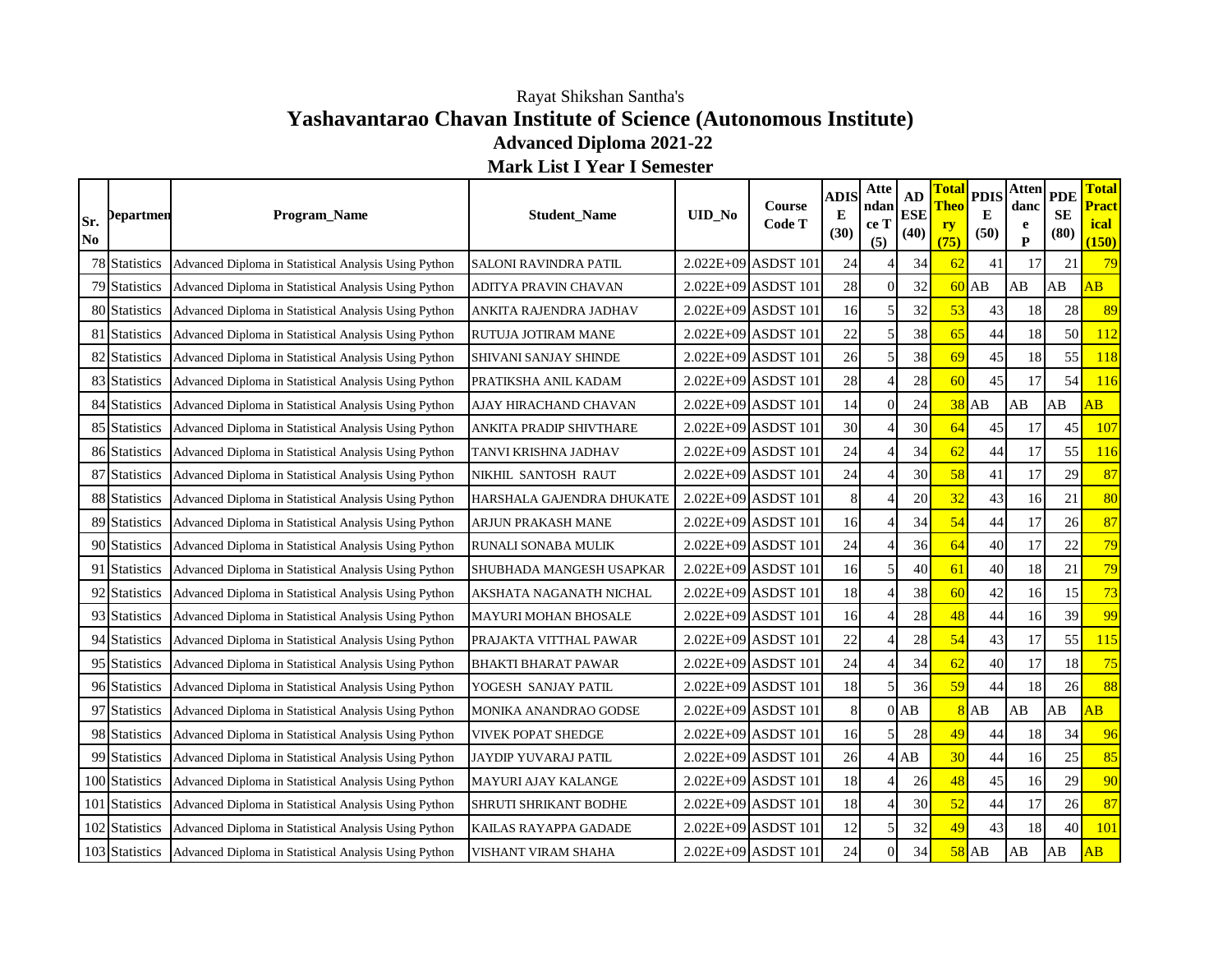Rayat Shikshan Santha's

# Yashavantarao Chavan Institute of Science (Autonomous Institute)

## Advanced Diploma 2021-22

## Mark List I Year I Semester

| Sr. No | Departmen | Program_Name | Student_Name | UID_No | Course Code T | ADISE (30) | Attendance T (5) | AD ESE (40) | Total Theory (75) | PDISE (50) | Attendance P | PDESE (80) | Total Practical (150) |
|---|---|---|---|---|---|---|---|---|---|---|---|---|---|
| 78 | Statistics | Advanced Diploma in Statistical Analysis Using Python | SALONI RAVINDRA PATIL | 2.022E+09 | ASDST 101 | 24 | 4 | 34 | 62 | 41 | 17 | 21 | 79 |
| 79 | Statistics | Advanced Diploma in Statistical Analysis Using Python | ADITYA PRAVIN CHAVAN | 2.022E+09 | ASDST 101 | 28 | 0 | 32 | 60 | AB | AB | AB | AB |
| 80 | Statistics | Advanced Diploma in Statistical Analysis Using Python | ANKITA RAJENDRA JADHAV | 2.022E+09 | ASDST 101 | 16 | 5 | 32 | 53 | 43 | 18 | 28 | 89 |
| 81 | Statistics | Advanced Diploma in Statistical Analysis Using Python | RUTUJA JOTIRAM MANE | 2.022E+09 | ASDST 101 | 22 | 5 | 38 | 65 | 44 | 18 | 50 | 112 |
| 82 | Statistics | Advanced Diploma in Statistical Analysis Using Python | SHIVANI SANJAY SHINDE | 2.022E+09 | ASDST 101 | 26 | 5 | 38 | 69 | 45 | 18 | 55 | 118 |
| 83 | Statistics | Advanced Diploma in Statistical Analysis Using Python | PRATIKSHA ANIL KADAM | 2.022E+09 | ASDST 101 | 28 | 4 | 28 | 60 | 45 | 17 | 54 | 116 |
| 84 | Statistics | Advanced Diploma in Statistical Analysis Using Python | AJAY HIRACHAND CHAVAN | 2.022E+09 | ASDST 101 | 14 | 0 | 24 | 38 | AB | AB | AB | AB |
| 85 | Statistics | Advanced Diploma in Statistical Analysis Using Python | ANKITA PRADIP SHIVTHARE | 2.022E+09 | ASDST 101 | 30 | 4 | 30 | 64 | 45 | 17 | 45 | 107 |
| 86 | Statistics | Advanced Diploma in Statistical Analysis Using Python | TANVI KRISHNA JADHAV | 2.022E+09 | ASDST 101 | 24 | 4 | 34 | 62 | 44 | 17 | 55 | 116 |
| 87 | Statistics | Advanced Diploma in Statistical Analysis Using Python | NIKHIL SANTOSH RAUT | 2.022E+09 | ASDST 101 | 24 | 4 | 30 | 58 | 41 | 17 | 29 | 87 |
| 88 | Statistics | Advanced Diploma in Statistical Analysis Using Python | HARSHALA GAJENDRA DHUKATE | 2.022E+09 | ASDST 101 | 8 | 4 | 20 | 32 | 43 | 16 | 21 | 80 |
| 89 | Statistics | Advanced Diploma in Statistical Analysis Using Python | ARJUN PRAKASH MANE | 2.022E+09 | ASDST 101 | 16 | 4 | 34 | 54 | 44 | 17 | 26 | 87 |
| 90 | Statistics | Advanced Diploma in Statistical Analysis Using Python | RUNALI SONABA MULIK | 2.022E+09 | ASDST 101 | 24 | 4 | 36 | 64 | 40 | 17 | 22 | 79 |
| 91 | Statistics | Advanced Diploma in Statistical Analysis Using Python | SHUBHADA MANGESH USAPKAR | 2.022E+09 | ASDST 101 | 16 | 5 | 40 | 61 | 40 | 18 | 21 | 79 |
| 92 | Statistics | Advanced Diploma in Statistical Analysis Using Python | AKSHATA NAGANATH NICHAL | 2.022E+09 | ASDST 101 | 18 | 4 | 38 | 60 | 42 | 16 | 15 | 73 |
| 93 | Statistics | Advanced Diploma in Statistical Analysis Using Python | MAYURI MOHAN BHOSALE | 2.022E+09 | ASDST 101 | 16 | 4 | 28 | 48 | 44 | 16 | 39 | 99 |
| 94 | Statistics | Advanced Diploma in Statistical Analysis Using Python | PRAJAKTA VITTHAL PAWAR | 2.022E+09 | ASDST 101 | 22 | 4 | 28 | 54 | 43 | 17 | 55 | 115 |
| 95 | Statistics | Advanced Diploma in Statistical Analysis Using Python | BHAKTI BHARAT PAWAR | 2.022E+09 | ASDST 101 | 24 | 4 | 34 | 62 | 40 | 17 | 18 | 75 |
| 96 | Statistics | Advanced Diploma in Statistical Analysis Using Python | YOGESH SANJAY PATIL | 2.022E+09 | ASDST 101 | 18 | 5 | 36 | 59 | 44 | 18 | 26 | 88 |
| 97 | Statistics | Advanced Diploma in Statistical Analysis Using Python | MONIKA ANANDRAO GODSE | 2.022E+09 | ASDST 101 | 8 | 0 | AB | 8 | AB | AB | AB | AB |
| 98 | Statistics | Advanced Diploma in Statistical Analysis Using Python | VIVEK POPAT SHEDGE | 2.022E+09 | ASDST 101 | 16 | 5 | 28 | 49 | 44 | 18 | 34 | 96 |
| 99 | Statistics | Advanced Diploma in Statistical Analysis Using Python | JAYDIP YUVARAJ PATIL | 2.022E+09 | ASDST 101 | 26 | 4 | AB | 30 | 44 | 16 | 25 | 85 |
| 100 | Statistics | Advanced Diploma in Statistical Analysis Using Python | MAYURI AJAY KALANGE | 2.022E+09 | ASDST 101 | 18 | 4 | 26 | 48 | 45 | 16 | 29 | 90 |
| 101 | Statistics | Advanced Diploma in Statistical Analysis Using Python | SHRUTI SHRIKANT BODHE | 2.022E+09 | ASDST 101 | 18 | 4 | 30 | 52 | 44 | 17 | 26 | 87 |
| 102 | Statistics | Advanced Diploma in Statistical Analysis Using Python | KAILAS RAYAPPA GADADE | 2.022E+09 | ASDST 101 | 12 | 5 | 32 | 49 | 43 | 18 | 40 | 101 |
| 103 | Statistics | Advanced Diploma in Statistical Analysis Using Python | VISHANT VIRAM SHAHA | 2.022E+09 | ASDST 101 | 24 | 0 | 34 | 58 | AB | AB | AB | AB |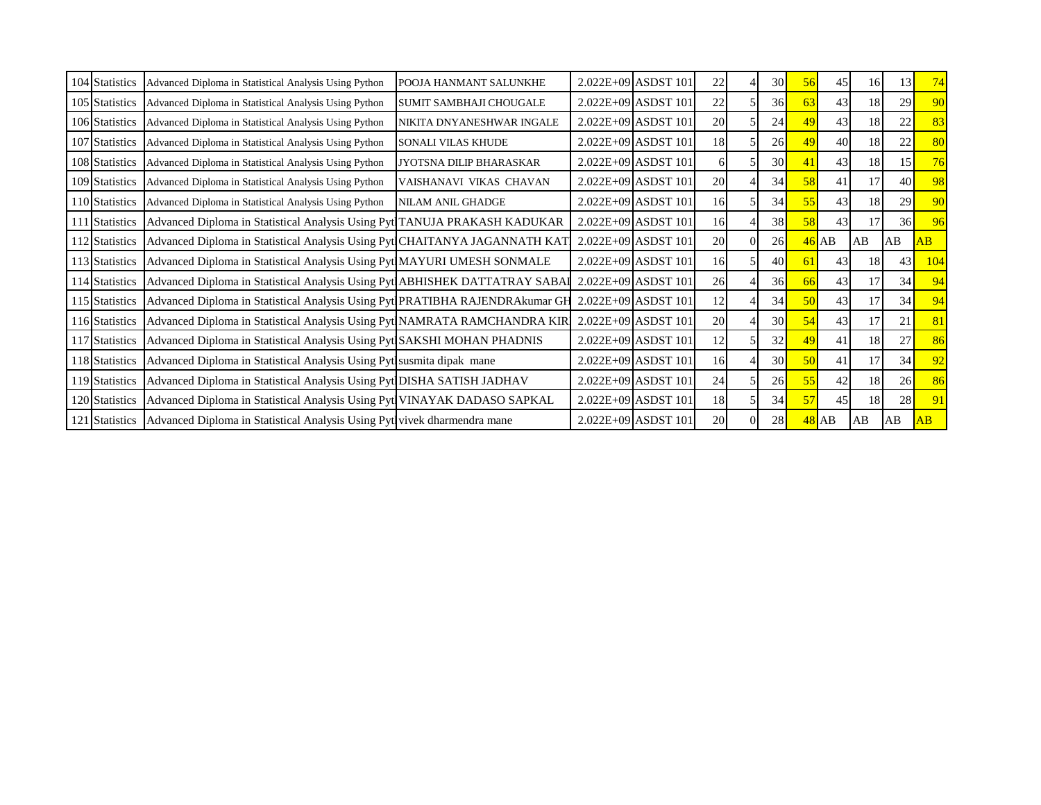| | | | | | | | | | | | | | |
|---|---|---|---|---|---|---|---|---|---|---|---|---|---|
| 104 | Statistics | Advanced Diploma in Statistical Analysis Using Python | POOJA HANMANT SALUNKHE | 2.022E+09 | ASDST 101 | 22 | 4 | 30 | 56 | 45 | 16 | 13 | 74 |
| 105 | Statistics | Advanced Diploma in Statistical Analysis Using Python | SUMIT SAMBHAJI CHOUGALE | 2.022E+09 | ASDST 101 | 22 | 5 | 36 | 63 | 43 | 18 | 29 | 90 |
| 106 | Statistics | Advanced Diploma in Statistical Analysis Using Python | NIKITA DNYANESHWAR INGALE | 2.022E+09 | ASDST 101 | 20 | 5 | 24 | 49 | 43 | 18 | 22 | 83 |
| 107 | Statistics | Advanced Diploma in Statistical Analysis Using Python | SONALI VILAS KHUDE | 2.022E+09 | ASDST 101 | 18 | 5 | 26 | 49 | 40 | 18 | 22 | 80 |
| 108 | Statistics | Advanced Diploma in Statistical Analysis Using Python | JYOTSNA DILIP BHARASKAR | 2.022E+09 | ASDST 101 | 6 | 5 | 30 | 41 | 43 | 18 | 15 | 76 |
| 109 | Statistics | Advanced Diploma in Statistical Analysis Using Python | VAISHANAVI VIKAS CHAVAN | 2.022E+09 | ASDST 101 | 20 | 4 | 34 | 58 | 41 | 17 | 40 | 98 |
| 110 | Statistics | Advanced Diploma in Statistical Analysis Using Python | NILAM ANIL GHADGE | 2.022E+09 | ASDST 101 | 16 | 5 | 34 | 55 | 43 | 18 | 29 | 90 |
| 111 | Statistics | Advanced Diploma in Statistical Analysis Using Pyt | TANUJA PRAKASH KADUKAR | 2.022E+09 | ASDST 101 | 16 | 4 | 38 | 58 | 43 | 17 | 36 | 96 |
| 112 | Statistics | Advanced Diploma in Statistical Analysis Using Pyt | CHAITANYA JAGANNATH KAT | 2.022E+09 | ASDST 101 | 20 | 0 | 26 | 46 | AB | AB | AB | AB |
| 113 | Statistics | Advanced Diploma in Statistical Analysis Using Pyt | MAYURI UMESH SONMALE | 2.022E+09 | ASDST 101 | 16 | 5 | 40 | 61 | 43 | 18 | 43 | 104 |
| 114 | Statistics | Advanced Diploma in Statistical Analysis Using Pyt | ABHISHEK DATTATRAY SABAI | 2.022E+09 | ASDST 101 | 26 | 4 | 36 | 66 | 43 | 17 | 34 | 94 |
| 115 | Statistics | Advanced Diploma in Statistical Analysis Using Pyt | PRATIBHA RAJENDRAkumar GH | 2.022E+09 | ASDST 101 | 12 | 4 | 34 | 50 | 43 | 17 | 34 | 94 |
| 116 | Statistics | Advanced Diploma in Statistical Analysis Using Pyt | NAMRATA RAMCHANDRA KIR | 2.022E+09 | ASDST 101 | 20 | 4 | 30 | 54 | 43 | 17 | 21 | 81 |
| 117 | Statistics | Advanced Diploma in Statistical Analysis Using Pyt | SAKSHI MOHAN PHADNIS | 2.022E+09 | ASDST 101 | 12 | 5 | 32 | 49 | 41 | 18 | 27 | 86 |
| 118 | Statistics | Advanced Diploma in Statistical Analysis Using Pyt | susmita dipak mane | 2.022E+09 | ASDST 101 | 16 | 4 | 30 | 50 | 41 | 17 | 34 | 92 |
| 119 | Statistics | Advanced Diploma in Statistical Analysis Using Pyt | DISHA SATISH JADHAV | 2.022E+09 | ASDST 101 | 24 | 5 | 26 | 55 | 42 | 18 | 26 | 86 |
| 120 | Statistics | Advanced Diploma in Statistical Analysis Using Pyt | VINAYAK DADASO SAPKAL | 2.022E+09 | ASDST 101 | 18 | 5 | 34 | 57 | 45 | 18 | 28 | 91 |
| 121 | Statistics | Advanced Diploma in Statistical Analysis Using Pyt | vivek dharmendra mane | 2.022E+09 | ASDST 101 | 20 | 0 | 28 | 48 | AB | AB | AB | AB |